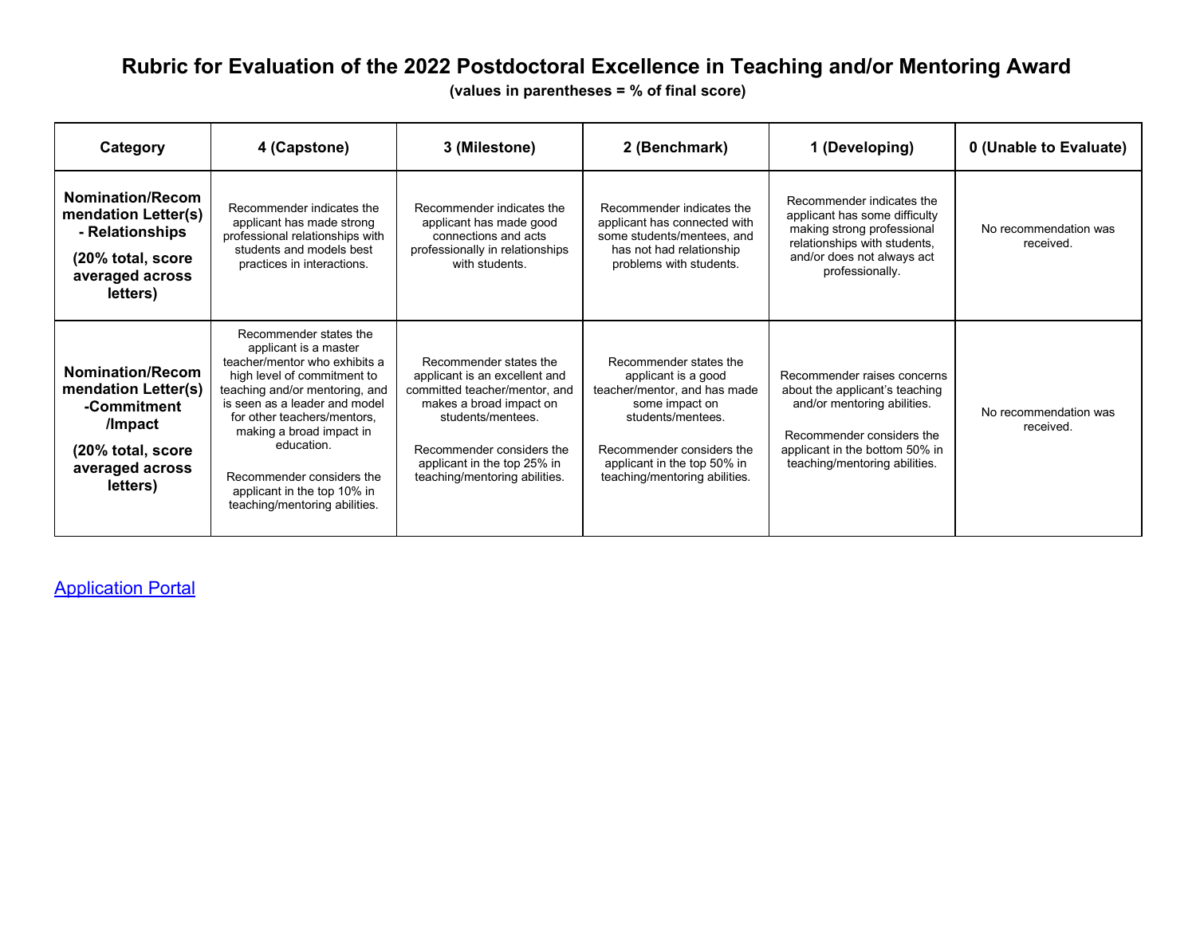# Rubric for Evaluation of the 2022 Postdoctoral Excellence in Teaching and/or Mentoring Award

**(values in parentheses = % of final score)**

| Category | 4 (Capstone) | 3 (Milestone) | 2 (Benchmark) | 1 (Developing) | 0 (Unable to Evaluate) |
|---|---|---|---|---|---|
| **Nomination/Recommendation Letter(s) - Relationships** **(20% total, score averaged across letters)** | Recommender indicates the applicant has made strong professional relationships with students and models best practices in interactions. | Recommender indicates the applicant has made good connections and acts professionally in relationships with students. | Recommender indicates the applicant has connected with some students/mentees, and has not had relationship problems with students. | Recommender indicates the applicant has some difficulty making strong professional relationships with students, and/or does not always act professionally. | No recommendation was received. |
| **Nomination/Recommendation Letter(s) -Commitment /Impact** **(20% total, score averaged across letters)** | Recommender states the applicant is a master teacher/mentor who exhibits a high level of commitment to teaching and/or mentoring, and is seen as a leader and model for other teachers/mentors, making a broad impact in education. Recommender considers the applicant in the top 10% in teaching/mentoring abilities. | Recommender states the applicant is an excellent and committed teacher/mentor, and makes a broad impact on students/mentees. Recommender considers the applicant in the top 25% in teaching/mentoring abilities. | Recommender states the applicant is a good teacher/mentor, and has made some impact on students/mentees. Recommender considers the applicant in the top 50% in teaching/mentoring abilities. | Recommender raises concerns about the applicant's teaching and/or mentoring abilities. Recommender considers the applicant in the bottom 50% in teaching/mentoring abilities. | No recommendation was received. |

Application Portal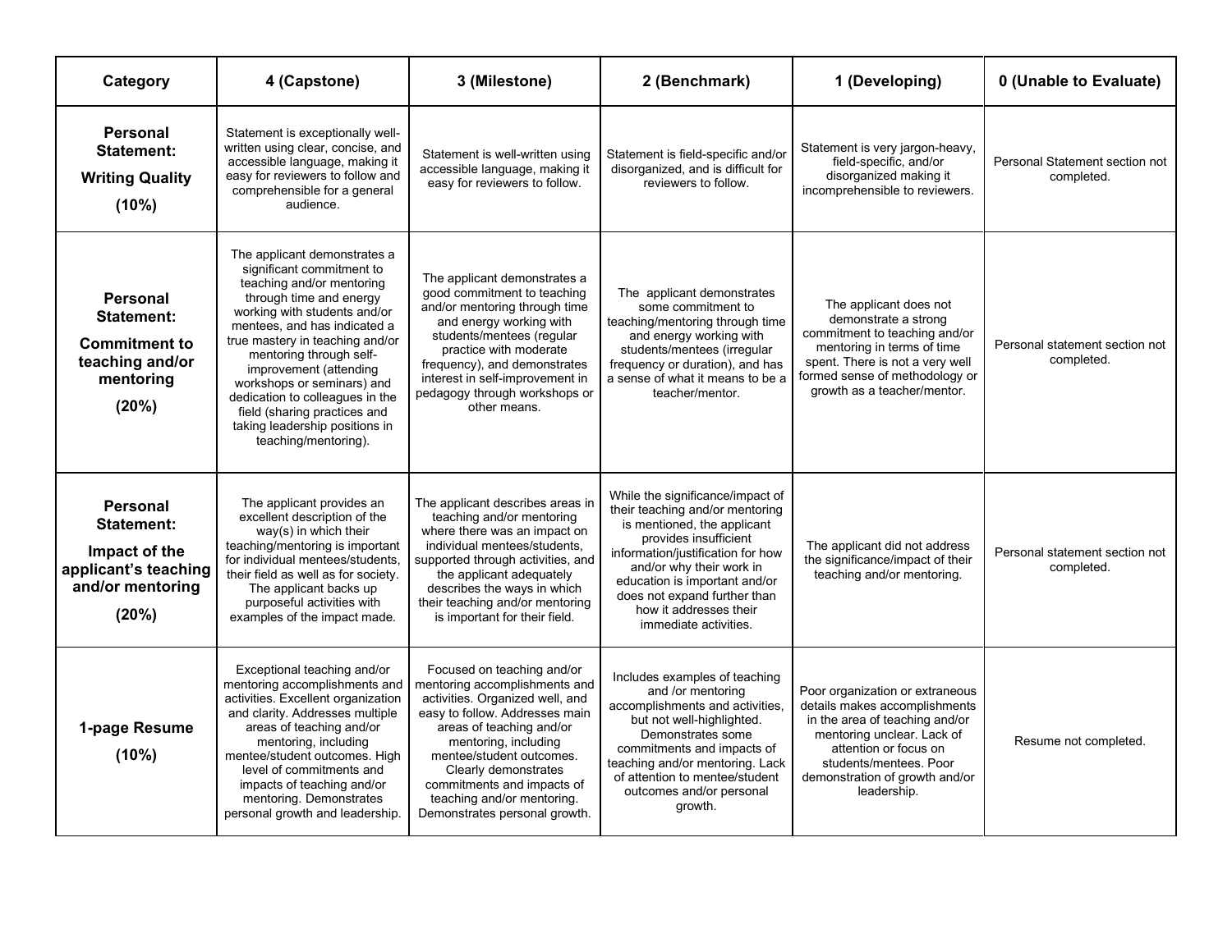| Category | 4 (Capstone) | 3 (Milestone) | 2 (Benchmark) | 1 (Developing) | 0 (Unable to Evaluate) |
|---|---|---|---|---|---|
| **Personal Statement: Writing Quality (10%)** | Statement is exceptionally well-written using clear, concise, and accessible language, making it easy for reviewers to follow and comprehensible for a general audience. | Statement is well-written using accessible language, making it easy for reviewers to follow. | Statement is field-specific and/or disorganized, and is difficult for reviewers to follow. | Statement is very jargon-heavy, field-specific, and/or disorganized making it incomprehensible to reviewers. | Personal Statement section not completed. |
| **Personal Statement: Commitment to teaching and/or mentoring (20%)** | The applicant demonstrates a significant commitment to teaching and/or mentoring through time and energy working with students and/or mentees, and has indicated a true mastery in teaching and/or mentoring through self-improvement (attending workshops or seminars) and dedication to colleagues in the field (sharing practices and taking leadership positions in teaching/mentoring). | The applicant demonstrates a good commitment to teaching and/or mentoring through time and energy working with students/mentees (regular practice with moderate frequency), and demonstrates interest in self-improvement in pedagogy through workshops or other means. | The applicant demonstrates some commitment to teaching/mentoring through time and energy working with students/mentees (irregular frequency or duration), and has a sense of what it means to be a teacher/mentor. | The applicant does not demonstrate a strong commitment to teaching and/or mentoring in terms of time spent. There is not a very well formed sense of methodology or growth as a teacher/mentor. | Personal statement section not completed. |
| **Personal Statement: Impact of the applicant's teaching and/or mentoring (20%)** | The applicant provides an excellent description of the way(s) in which their teaching/mentoring is important for individual mentees/students, their field as well as for society. The applicant backs up purposeful activities with examples of the impact made. | The applicant describes areas in teaching and/or mentoring where there was an impact on individual mentees/students, supported through activities, and the applicant adequately describes the ways in which their teaching and/or mentoring is important for their field. | While the significance/impact of their teaching and/or mentoring is mentioned, the applicant provides insufficient information/justification for how and/or why their work in education is important and/or does not expand further than how it addresses their immediate activities. | The applicant did not address the significance/impact of their teaching and/or mentoring. | Personal statement section not completed. |
| **1-page Resume (10%)** | Exceptional teaching and/or mentoring accomplishments and activities. Excellent organization and clarity. Addresses multiple areas of teaching and/or mentoring, including mentee/student outcomes. High level of commitments and impacts of teaching and/or mentoring. Demonstrates personal growth and leadership. | Focused on teaching and/or mentoring accomplishments and activities. Organized well, and easy to follow. Addresses main areas of teaching and/or mentoring, including mentee/student outcomes. Clearly demonstrates commitments and impacts of teaching and/or mentoring. Demonstrates personal growth. | Includes examples of teaching and /or mentoring accomplishments and activities, but not well-highlighted. Demonstrates some commitments and impacts of teaching and/or mentoring. Lack of attention to mentee/student outcomes and/or personal growth. | Poor organization or extraneous details makes accomplishments in the area of teaching and/or mentoring unclear. Lack of attention or focus on students/mentees. Poor demonstration of growth and/or leadership. | Resume not completed. |